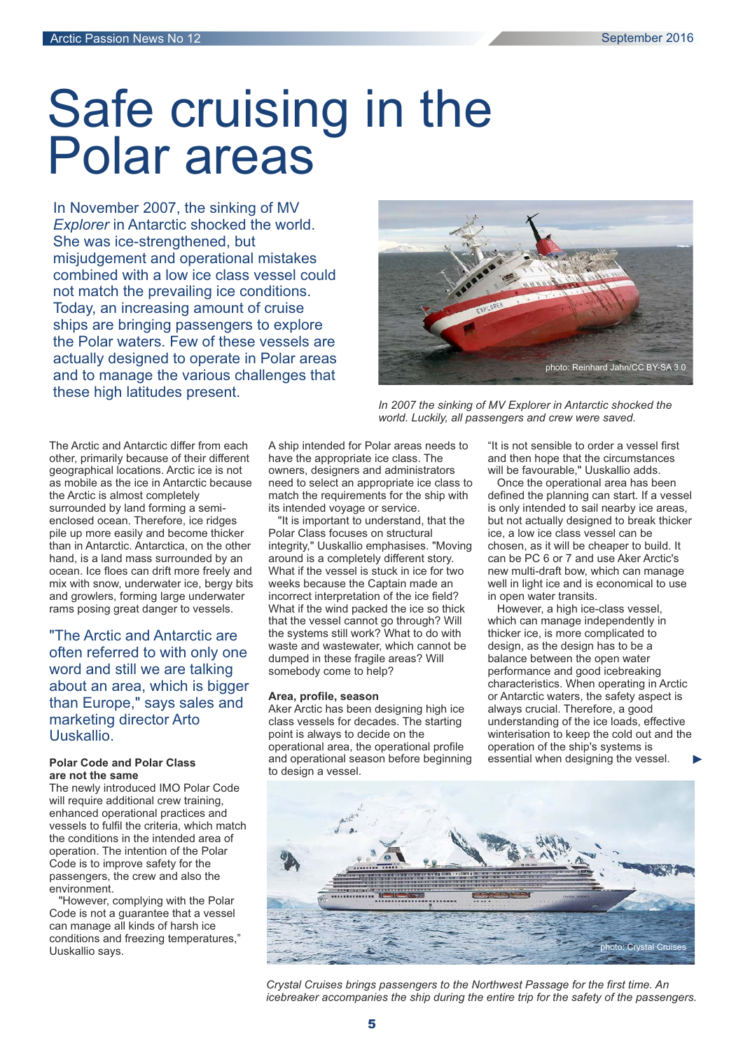# Safe cruising in the Polar areas

In November 2007, the sinking of MV *Explorer* in Antarctic shocked the world. She was ice-strengthened, but misjudgement and operational mistakes combined with a low ice class vessel could not match the prevailing ice conditions. Today, an increasing amount of cruise ships are bringing passengers to explore the Polar waters. Few of these vessels are actually designed to operate in Polar areas and to manage the various challenges that these high latitudes present.

photo: Reinhard Jahn/CC BY-SA 3.0

*In 2007 the sinking of MV Explorer in Antarctic shocked the world. Luckily, all passengers and crew were saved.*

The Arctic and Antarctic differ from each other, primarily because of their different geographical locations. Arctic ice is not as mobile as the ice in Antarctic because the Arctic is almost completely surrounded by land forming a semi-enclosed ocean. Therefore, ice ridges pile up more easily and become thicker than in Antarctic. Antarctica, on the other hand, is a land mass surrounded by an ocean. Ice floes can drift more freely and mix with snow, underwater ice, bergy bits and growlers, forming large underwater rams posing great danger to vessels.

"The Arctic and Antarctic are often referred to with only one word and still we are talking about an area, which is bigger than Europe," says sales and marketing director Arto Uuskallio.

### Polar Code and Polar Class are not the same

The newly introduced IMO Polar Code will require additional crew training, enhanced operational practices and vessels to fulfil the criteria, which match the conditions in the intended area of operation. The intention of the Polar Code is to improve safety for the passengers, the crew and also the environment.

"However, complying with the Polar Code is not a guarantee that a vessel can manage all kinds of harsh ice conditions and freezing temperatures," Uuskallio says.

A ship intended for Polar areas needs to have the appropriate ice class. The owners, designers and administrators need to select an appropriate ice class to match the requirements for the ship with its intended voyage or service.

"It is important to understand, that the Polar Class focuses on structural integrity," Uuskallio emphasises. "Moving around is a completely different story. What if the vessel is stuck in ice for two weeks because the Captain made an incorrect interpretation of the ice field? What if the wind packed the ice so thick that the vessel cannot go through? Will the systems still work? What to do with waste and wastewater, which cannot be dumped in these fragile areas? Will somebody come to help?

### Area, profile, season

Aker Arctic has been designing high ice class vessels for decades. The starting point is always to decide on the operational area, the operational profile and operational season before beginning to design a vessel.

"It is not sensible to order a vessel first and then hope that the circumstances will be favourable," Uuskallio adds.

Once the operational area has been defined the planning can start. If a vessel is only intended to sail nearby ice areas, but not actually designed to break thicker ice, a low ice class vessel can be chosen, as it will be cheaper to build. It can be PC 6 or 7 and use Aker Arctic's new multi-draft bow, which can manage well in light ice and is economical to use in open water transits.

However, a high ice-class vessel, which can manage independently in thicker ice, is more complicated to design, as the design has to be a balance between the open water performance and good icebreaking characteristics. When operating in Arctic or Antarctic waters, the safety aspect is always crucial. Therefore, a good understanding of the ice loads, effective winterisation to keep the cold out and the operation of the ship's systems is essential when designing the vessel.

photo: Crystal Cruises

*Crystal Cruises brings passengers to the Northwest Passage for the first time. An icebreaker accompanies the ship during the entire trip for the safety of the passengers.*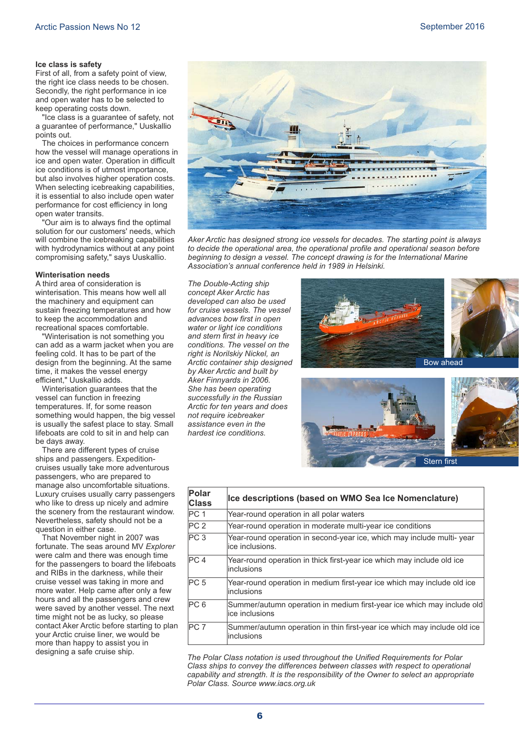### Ice class is safety

First of all, from a safety point of view, the right ice class needs to be chosen. Secondly, the right performance in ice and open water has to be selected to keep operating costs down.

"Ice class is a guarantee of safety, not a guarantee of performance," Uuskallio points out.

The choices in performance concern how the vessel will manage operations in ice and open water. Operation in difficult ice conditions is of utmost importance, but also involves higher operation costs. When selecting icebreaking capabilities, it is essential to also include open water performance for cost efficiency in long open water transits.

"Our aim is to always find the optimal solution for our customers' needs, which will combine the icebreaking capabilities with hydrodynamics without at any point compromising safety," says Uuskallio.

### Winterisation needs

A third area of consideration is winterisation. This means how well all the machinery and equipment can sustain freezing temperatures and how to keep the accommodation and recreational spaces comfortable.

"Winterisation is not something you can add as a warm jacket when you are feeling cold. It has to be part of the design from the beginning. At the same time, it makes the vessel energy efficient," Uuskallio adds.

Winterisation guarantees that the vessel can function in freezing temperatures. If, for some reason something would happen, the big vessel is usually the safest place to stay. Small lifeboats are cold to sit in and help can be days away.

There are different types of cruise ships and passengers. Expedition-cruises usually take more adventurous passengers, who are prepared to manage also uncomfortable situations. Luxury cruises usually carry passengers who like to dress up nicely and admire the scenery from the restaurant window. Nevertheless, safety should not be a question in either case.

That November night in 2007 was fortunate. The seas around MV *Explorer* were calm and there was enough time for the passengers to board the lifeboats and RIBs in the darkness, while their cruise vessel was taking in more and more water. Help came after only a few hours and all the passengers and crew were saved by another vessel. The next time might not be as lucky, so please contact Aker Arctic before starting to plan your Arctic cruise liner, we would be more than happy to assist you in designing a safe cruise ship.

*Aker Arctic has designed strong ice vessels for decades. The starting point is always to decide the operational area, the operational profile and operational season before beginning to design a vessel. The concept drawing is for the International Marine Association's annual conference held in 1989 in Helsinki.*

*The Double-Acting ship concept Aker Arctic has developed can also be used for cruise vessels. The vessel advances bow first in open water or light ice conditions and stern first in heavy ice conditions. The vessel on the right is Norilskiy Nickel, an Arctic container ship designed by Aker Arctic and built by Aker Finnyards in 2006. She has been operating successfully in the Russian Arctic for ten years and does not require icebreaker assistance even in the hardest ice conditions.*

Bow ahead

Stern first

| Polar Class | Ice descriptions (based on WMO Sea Ice Nomenclature) |
|---|---|
| PC 1 | Year-round operation in all polar waters |
| PC 2 | Year-round operation in moderate multi-year ice conditions |
| PC 3 | Year-round operation in second-year ice, which may include multi- year ice inclusions. |
| PC 4 | Year-round operation in thick first-year ice which may include old ice inclusions |
| PC 5 | Year-round operation in medium first-year ice which may include old ice inclusions |
| PC 6 | Summer/autumn operation in medium first-year ice which may include old ice inclusions |
| PC 7 | Summer/autumn operation in thin first-year ice which may include old ice inclusions |

*The Polar Class notation is used throughout the Unified Requirements for Polar Class ships to convey the differences between classes with respect to operational capability and strength. It is the responsibility of the Owner to select an appropriate Polar Class. Source www.iacs.org.uk*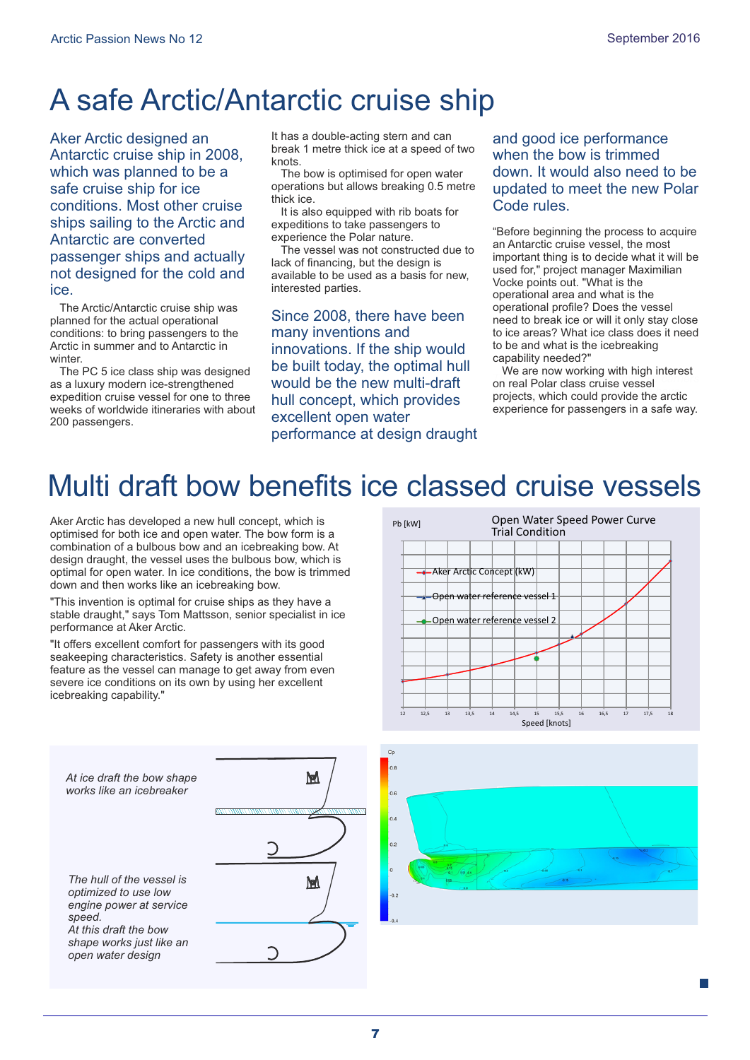# A safe Arctic/Antarctic cruise ship

Aker Arctic designed an Antarctic cruise ship in 2008, which was planned to be a safe cruise ship for ice conditions. Most other cruise ships sailing to the Arctic and Antarctic are converted passenger ships and actually not designed for the cold and ice.

The Arctic/Antarctic cruise ship was planned for the actual operational conditions: to bring passengers to the Arctic in summer and to Antarctic in winter.

The PC 5 ice class ship was designed as a luxury modern ice-strengthened expedition cruise vessel for one to three weeks of worldwide itineraries with about 200 passengers.

It has a double-acting stern and can break 1 metre thick ice at a speed of two knots.

The bow is optimised for open water operations but allows breaking 0.5 metre thick ice.

It is also equipped with rib boats for expeditions to take passengers to experience the Polar nature.

The vessel was not constructed due to lack of financing, but the design is available to be used as a basis for new, interested parties.

Since 2008, there have been many inventions and innovations. If the ship would be built today, the optimal hull would be the new multi-draft hull concept, which provides excellent open water performance at design draught and good ice performance when the bow is trimmed down. It would also need to be updated to meet the new Polar Code rules.

"Before beginning the process to acquire an Antarctic cruise vessel, the most important thing is to decide what it will be used for," project manager Maximilian Vocke points out. "What is the operational area and what is the operational profile? Does the vessel need to break ice or will it only stay close to ice areas? What ice class does it need to be and what is the icebreaking capability needed?"

We are now working with high interest on real Polar class cruise vessel projects, which could provide the arctic experience for passengers in a safe way.

# Multi draft bow benefits ice classed cruise vessels

Aker Arctic has developed a new hull concept, which is optimised for both ice and open water. The bow form is a combination of a bulbous bow and an icebreaking bow. At design draught, the vessel uses the bulbous bow, which is optimal for open water. In ice conditions, the bow is trimmed down and then works like an icebreaking bow.

"This invention is optimal for cruise ships as they have a stable draught," says Tom Mattsson, senior specialist in ice performance at Aker Arctic.

"It offers excellent comfort for passengers with its good seakeeping characteristics. Safety is another essential feature as the vessel can manage to get away from even severe ice conditions on its own by using her excellent icebreaking capability."

Open Water Speed Power Curve
Trial Condition

Pb [kW]

Aker Arctic Concept (kW)
Open water reference vessel 1
Open water reference vessel 2

12 12,5 13 13,5 14 14,5 15 15,5 16 16,5 17 17,5 18

Speed [knots]

*At ice draft the bow shape works like an icebreaker*

*The hull of the vessel is optimized to use low engine power at service speed.*
*At this draft the bow shape works just like an open water design*

Cp
0.8
0.6
0.4
0.2
0
-0.2
-0.4